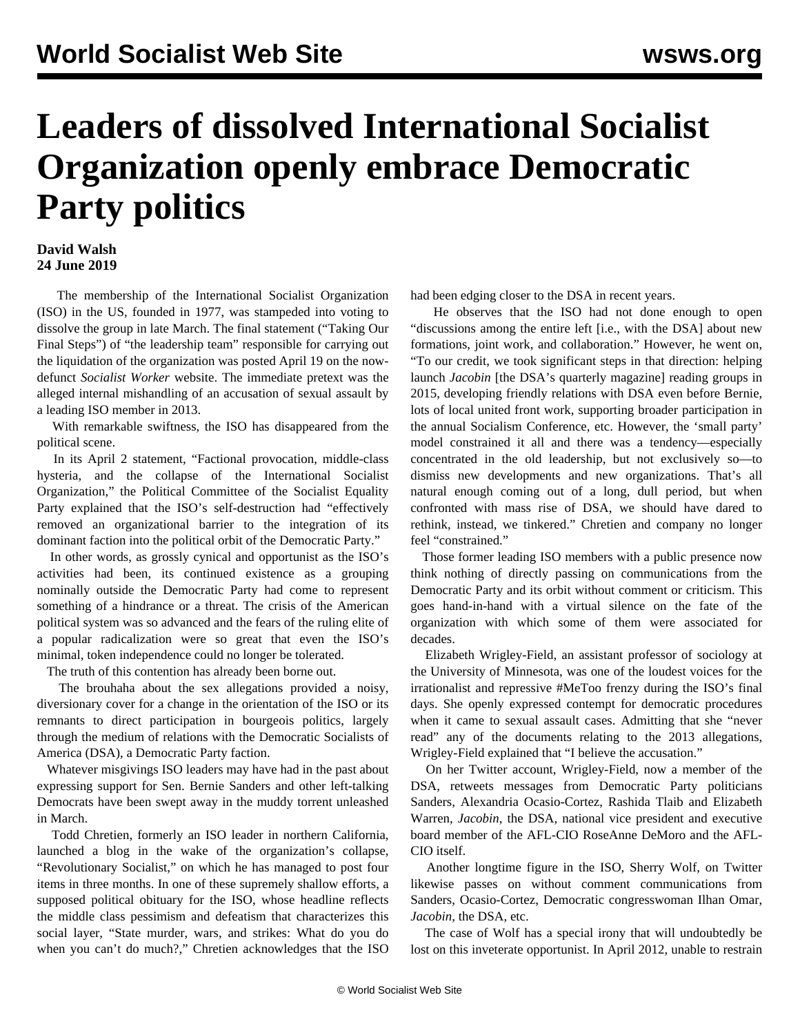# Leaders of dissolved International Socialist Organization openly embrace Democratic Party politics

**David Walsh**
**24 June 2019**

The membership of the International Socialist Organization (ISO) in the US, founded in 1977, was stampeded into voting to dissolve the group in late March. The final statement ("Taking Our Final Steps") of "the leadership team" responsible for carrying out the liquidation of the organization was posted April 19 on the now-defunct *Socialist Worker* website. The immediate pretext was the alleged internal mishandling of an accusation of sexual assault by a leading ISO member in 2013.

With remarkable swiftness, the ISO has disappeared from the political scene.

In its April 2 statement, "Factional provocation, middle-class hysteria, and the collapse of the International Socialist Organization," the Political Committee of the Socialist Equality Party explained that the ISO's self-destruction had "effectively removed an organizational barrier to the integration of its dominant faction into the political orbit of the Democratic Party."

In other words, as grossly cynical and opportunist as the ISO's activities had been, its continued existence as a grouping nominally outside the Democratic Party had come to represent something of a hindrance or a threat. The crisis of the American political system was so advanced and the fears of the ruling elite of a popular radicalization were so great that even the ISO's minimal, token independence could no longer be tolerated.

The truth of this contention has already been borne out.

The brouhaha about the sex allegations provided a noisy, diversionary cover for a change in the orientation of the ISO or its remnants to direct participation in bourgeois politics, largely through the medium of relations with the Democratic Socialists of America (DSA), a Democratic Party faction.

Whatever misgivings ISO leaders may have had in the past about expressing support for Sen. Bernie Sanders and other left-talking Democrats have been swept away in the muddy torrent unleashed in March.

Todd Chretien, formerly an ISO leader in northern California, launched a blog in the wake of the organization's collapse, "Revolutionary Socialist," on which he has managed to post four items in three months. In one of these supremely shallow efforts, a supposed political obituary for the ISO, whose headline reflects the middle class pessimism and defeatism that characterizes this social layer, "State murder, wars, and strikes: What do you do when you can't do much?," Chretien acknowledges that the ISO had been edging closer to the DSA in recent years.

He observes that the ISO had not done enough to open "discussions among the entire left [i.e., with the DSA] about new formations, joint work, and collaboration." However, he went on, "To our credit, we took significant steps in that direction: helping launch *Jacobin* [the DSA's quarterly magazine] reading groups in 2015, developing friendly relations with DSA even before Bernie, lots of local united front work, supporting broader participation in the annual Socialism Conference, etc. However, the 'small party' model constrained it all and there was a tendency—especially concentrated in the old leadership, but not exclusively so—to dismiss new developments and new organizations. That's all natural enough coming out of a long, dull period, but when confronted with mass rise of DSA, we should have dared to rethink, instead, we tinkered." Chretien and company no longer feel "constrained."

Those former leading ISO members with a public presence now think nothing of directly passing on communications from the Democratic Party and its orbit without comment or criticism. This goes hand-in-hand with a virtual silence on the fate of the organization with which some of them were associated for decades.

Elizabeth Wrigley-Field, an assistant professor of sociology at the University of Minnesota, was one of the loudest voices for the irrationalist and repressive #MeToo frenzy during the ISO's final days. She openly expressed contempt for democratic procedures when it came to sexual assault cases. Admitting that she "never read" any of the documents relating to the 2013 allegations, Wrigley-Field explained that "I believe the accusation."

On her Twitter account, Wrigley-Field, now a member of the DSA, retweets messages from Democratic Party politicians Sanders, Alexandria Ocasio-Cortez, Rashida Tlaib and Elizabeth Warren, *Jacobin*, the DSA, national vice president and executive board member of the AFL-CIO RoseAnne DeMoro and the AFL-CIO itself.

Another longtime figure in the ISO, Sherry Wolf, on Twitter likewise passes on without comment communications from Sanders, Ocasio-Cortez, Democratic congresswoman Ilhan Omar, *Jacobin*, the DSA, etc.

The case of Wolf has a special irony that will undoubtedly be lost on this inveterate opportunist. In April 2012, unable to restrain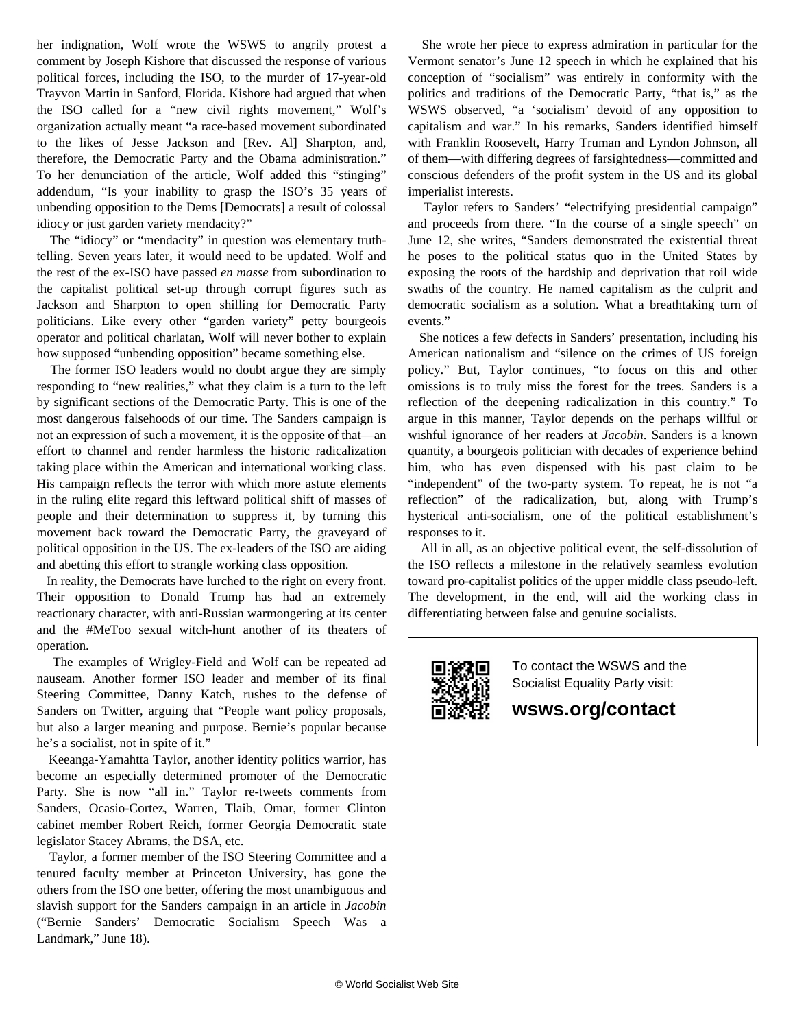her indignation, Wolf wrote the WSWS to angrily protest a comment by Joseph Kishore that discussed the response of various political forces, including the ISO, to the murder of 17-year-old Trayvon Martin in Sanford, Florida. Kishore had argued that when the ISO called for a "new civil rights movement," Wolf's organization actually meant "a race-based movement subordinated to the likes of Jesse Jackson and [Rev. Al] Sharpton, and, therefore, the Democratic Party and the Obama administration." To her denunciation of the article, Wolf added this "stinging" addendum, "Is your inability to grasp the ISO's 35 years of unbending opposition to the Dems [Democrats] a result of colossal idiocy or just garden variety mendacity?"

The "idiocy" or "mendacity" in question was elementary truth-telling. Seven years later, it would need to be updated. Wolf and the rest of the ex-ISO have passed *en masse* from subordination to the capitalist political set-up through corrupt figures such as Jackson and Sharpton to open shilling for Democratic Party politicians. Like every other "garden variety" petty bourgeois operator and political charlatan, Wolf will never bother to explain how supposed "unbending opposition" became something else.

The former ISO leaders would no doubt argue they are simply responding to "new realities," what they claim is a turn to the left by significant sections of the Democratic Party. This is one of the most dangerous falsehoods of our time. The Sanders campaign is not an expression of such a movement, it is the opposite of that—an effort to channel and render harmless the historic radicalization taking place within the American and international working class. His campaign reflects the terror with which more astute elements in the ruling elite regard this leftward political shift of masses of people and their determination to suppress it, by turning this movement back toward the Democratic Party, the graveyard of political opposition in the US. The ex-leaders of the ISO are aiding and abetting this effort to strangle working class opposition.

In reality, the Democrats have lurched to the right on every front. Their opposition to Donald Trump has had an extremely reactionary character, with anti-Russian warmongering at its center and the #MeToo sexual witch-hunt another of its theaters of operation.

The examples of Wrigley-Field and Wolf can be repeated ad nauseam. Another former ISO leader and member of its final Steering Committee, Danny Katch, rushes to the defense of Sanders on Twitter, arguing that "People want policy proposals, but also a larger meaning and purpose. Bernie's popular because he's a socialist, not in spite of it."

Keeanga-Yamahtta Taylor, another identity politics warrior, has become an especially determined promoter of the Democratic Party. She is now "all in." Taylor re-tweets comments from Sanders, Ocasio-Cortez, Warren, Tlaib, Omar, former Clinton cabinet member Robert Reich, former Georgia Democratic state legislator Stacey Abrams, the DSA, etc.

Taylor, a former member of the ISO Steering Committee and a tenured faculty member at Princeton University, has gone the others from the ISO one better, offering the most unambiguous and slavish support for the Sanders campaign in an article in *Jacobin* ("Bernie Sanders' Democratic Socialism Speech Was a Landmark," June 18).

She wrote her piece to express admiration in particular for the Vermont senator's June 12 speech in which he explained that his conception of "socialism" was entirely in conformity with the politics and traditions of the Democratic Party, "that is," as the WSWS observed, "a 'socialism' devoid of any opposition to capitalism and war." In his remarks, Sanders identified himself with Franklin Roosevelt, Harry Truman and Lyndon Johnson, all of them—with differing degrees of farsightedness—committed and conscious defenders of the profit system in the US and its global imperialist interests.

Taylor refers to Sanders' "electrifying presidential campaign" and proceeds from there. "In the course of a single speech" on June 12, she writes, "Sanders demonstrated the existential threat he poses to the political status quo in the United States by exposing the roots of the hardship and deprivation that roil wide swaths of the country. He named capitalism as the culprit and democratic socialism as a solution. What a breathtaking turn of events."

She notices a few defects in Sanders' presentation, including his American nationalism and "silence on the crimes of US foreign policy." But, Taylor continues, "to focus on this and other omissions is to truly miss the forest for the trees. Sanders is a reflection of the deepening radicalization in this country." To argue in this manner, Taylor depends on the perhaps willful or wishful ignorance of her readers at *Jacobin*. Sanders is a known quantity, a bourgeois politician with decades of experience behind him, who has even dispensed with his past claim to be "independent" of the two-party system. To repeat, he is not "a reflection" of the radicalization, but, along with Trump's hysterical anti-socialism, one of the political establishment's responses to it.

All in all, as an objective political event, the self-dissolution of the ISO reflects a milestone in the relatively seamless evolution toward pro-capitalist politics of the upper middle class pseudo-left. The development, in the end, will aid the working class in differentiating between false and genuine socialists.

To contact the WSWS and the Socialist Equality Party visit:

**wsws.org/contact**